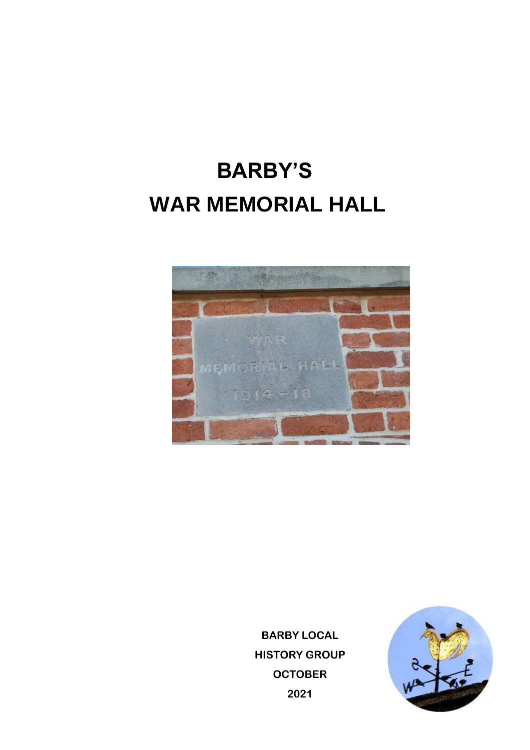# BARBY'S
# WAR MEMORIAL HALL

**BARBY LOCAL HISTORY GROUP OCTOBER 2021**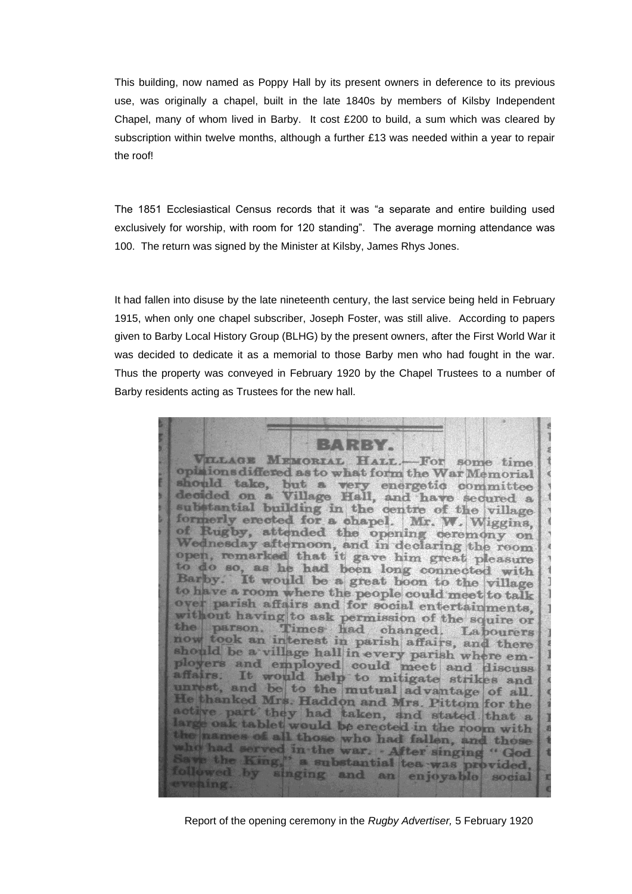This building, now named as Poppy Hall by its present owners in deference to its previous use, was originally a chapel, built in the late 1840s by members of Kilsby Independent Chapel, many of whom lived in Barby. It cost £200 to build, a sum which was cleared by subscription within twelve months, although a further £13 was needed within a year to repair the roof!

The 1851 Ecclesiastical Census records that it was "a separate and entire building used exclusively for worship, with room for 120 standing". The average morning attendance was 100. The return was signed by the Minister at Kilsby, James Rhys Jones.

It had fallen into disuse by the late nineteenth century, the last service being held in February 1915, when only one chapel subscriber, Joseph Foster, was still alive. According to papers given to Barby Local History Group (BLHG) by the present owners, after the First World War it was decided to dedicate it as a memorial to those Barby men who had fought in the war. Thus the property was conveyed in February 1920 by the Chapel Trustees to a number of Barby residents acting as Trustees for the new hall.

## BARBY.

VILLAGE MEMORIAL HALL.—For some time opinions differed as to what form the War Memorial should take, but a very energetic committee decided on a Village Hall, and have secured a substantial building in the centre of the village formerly erected for a chapel. Mr. W. Wiggins, of Rugby, attended the opening ceremony on Wednesday afternoon, and in declaring the room open, remarked that it gave him great pleasure to do so, as he had been long connected with Barby. It would be a great boon to the village to have a room where the people could meet to talk over parish affairs and for social entertainments, without having to ask permission of the squire or the parson. Times had changed. Labourers now took an interest in parish affairs, and there should be a village hall in every parish where employers and employed could meet and discuss affairs. It would help to mitigate strikes and unrest, and be to the mutual advantage of all. He thanked Mrs. Haddon and Mrs. Pittom for the active part they had taken, and stated that a large oak tablet would be erected in the room with the names of all those who had fallen, and those who had served in the war. After singing "God Save the King," a substantial tea was provided, followed by singing and an enjoyable social evening.

Report of the opening ceremony in the *Rugby Advertiser,* 5 February 1920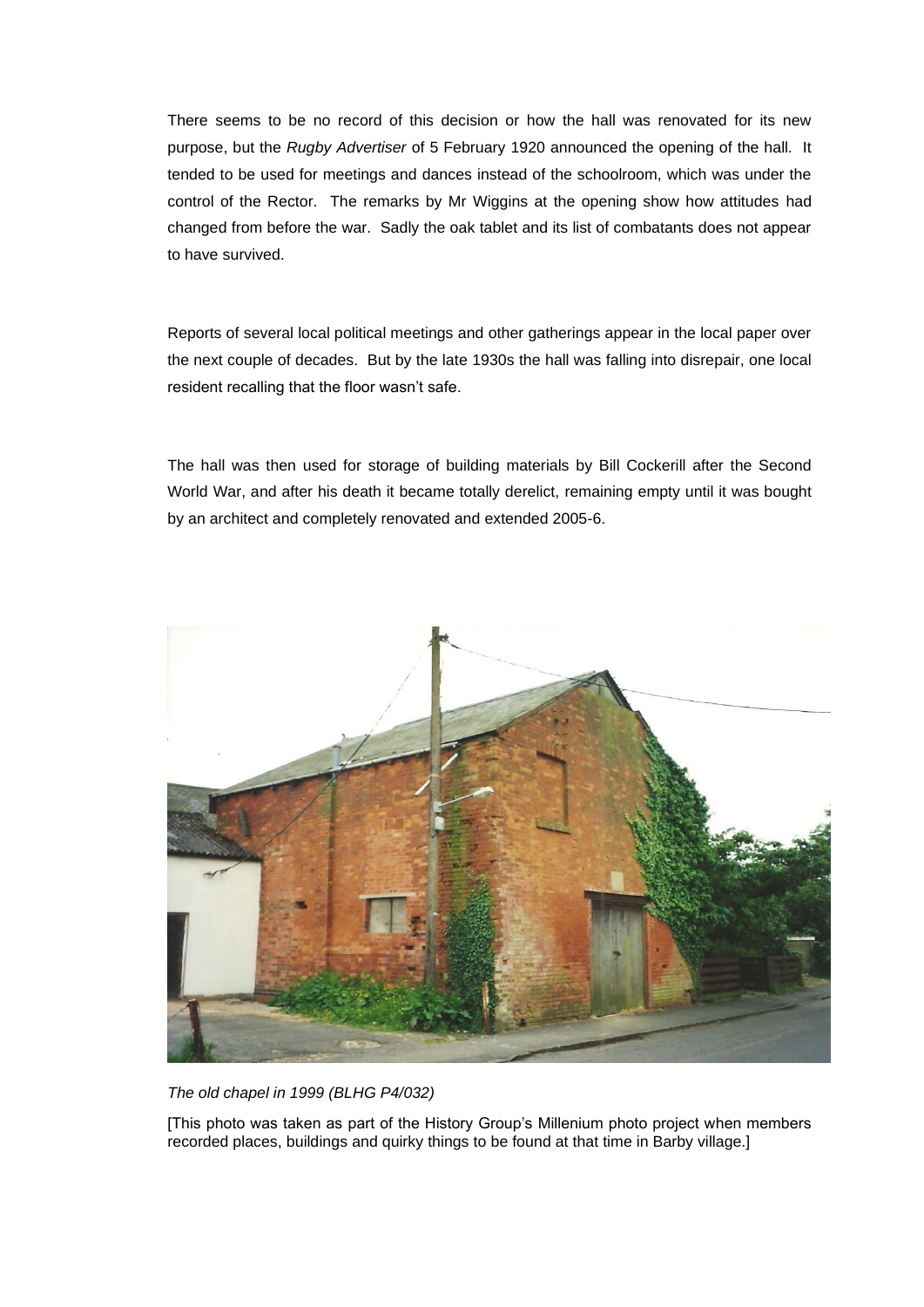There seems to be no record of this decision or how the hall was renovated for its new purpose, but the *Rugby Advertiser* of 5 February 1920 announced the opening of the hall. It tended to be used for meetings and dances instead of the schoolroom, which was under the control of the Rector. The remarks by Mr Wiggins at the opening show how attitudes had changed from before the war. Sadly the oak tablet and its list of combatants does not appear to have survived.

Reports of several local political meetings and other gatherings appear in the local paper over the next couple of decades. But by the late 1930s the hall was falling into disrepair, one local resident recalling that the floor wasn't safe.

The hall was then used for storage of building materials by Bill Cockerill after the Second World War, and after his death it became totally derelict, remaining empty until it was bought by an architect and completely renovated and extended 2005-6.

*The old chapel in 1999 (BLHG P4/032)*

[This photo was taken as part of the History Group's Millenium photo project when members recorded places, buildings and quirky things to be found at that time in Barby village.]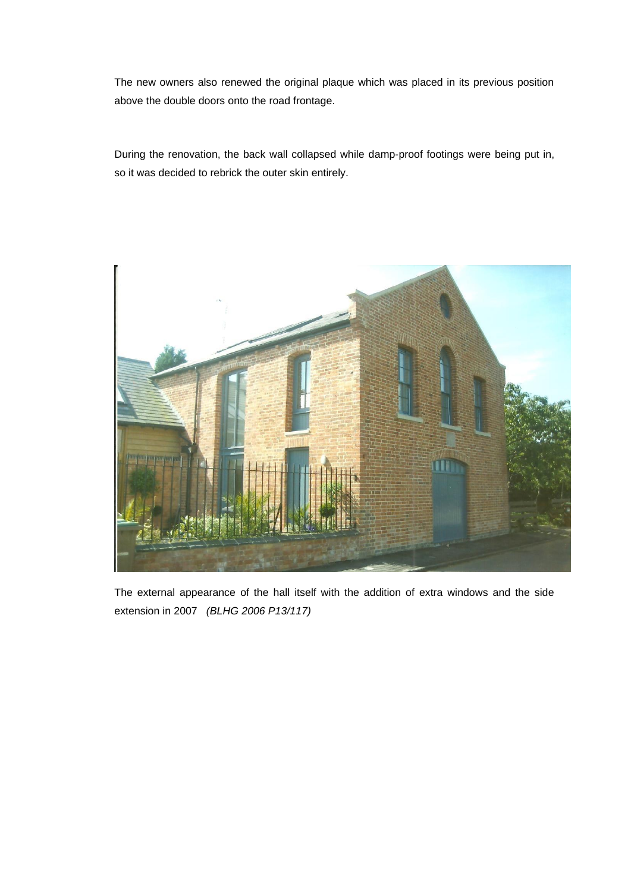The new owners also renewed the original plaque which was placed in its previous position above the double doors onto the road frontage.

During the renovation, the back wall collapsed while damp-proof footings were being put in, so it was decided to rebrick the outer skin entirely.

The external appearance of the hall itself with the addition of extra windows and the side extension in 2007 *(BLHG 2006 P13/117)*